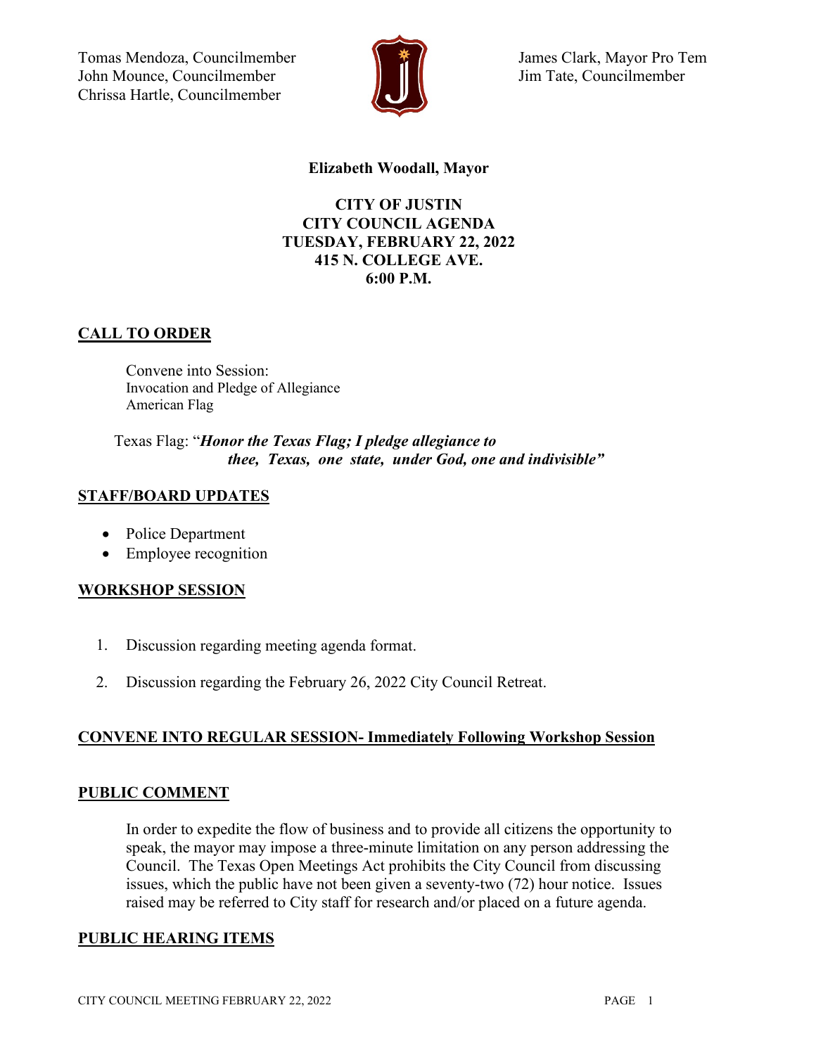Tomas Mendoza, Councilmember
John Mounce, Councilmember
Chrissa Hartle, Councilmember

James Clark, Mayor Pro Tem
Jim Tate, Councilmember

**Elizabeth Woodall, Mayor**

**CITY OF JUSTIN**
**CITY COUNCIL AGENDA**
**TUESDAY, FEBRUARY 22, 2022**
**415 N. COLLEGE AVE.**
**6:00 P.M.**

## CALL TO ORDER

Convene into Session:
Invocation and Pledge of Allegiance
American Flag

Texas Flag: "***Honor the Texas Flag; I pledge allegiance to thee, Texas, one state, under God, one and indivisible"***

## STAFF/BOARD UPDATES

- Police Department
- Employee recognition

## WORKSHOP SESSION

1. Discussion regarding meeting agenda format.
2. Discussion regarding the February 26, 2022 City Council Retreat.

## CONVENE INTO REGULAR SESSION- Immediately Following Workshop Session

## PUBLIC COMMENT

In order to expedite the flow of business and to provide all citizens the opportunity to speak, the mayor may impose a three-minute limitation on any person addressing the Council. The Texas Open Meetings Act prohibits the City Council from discussing issues, which the public have not been given a seventy-two (72) hour notice. Issues raised may be referred to City staff for research and/or placed on a future agenda.

## PUBLIC HEARING ITEMS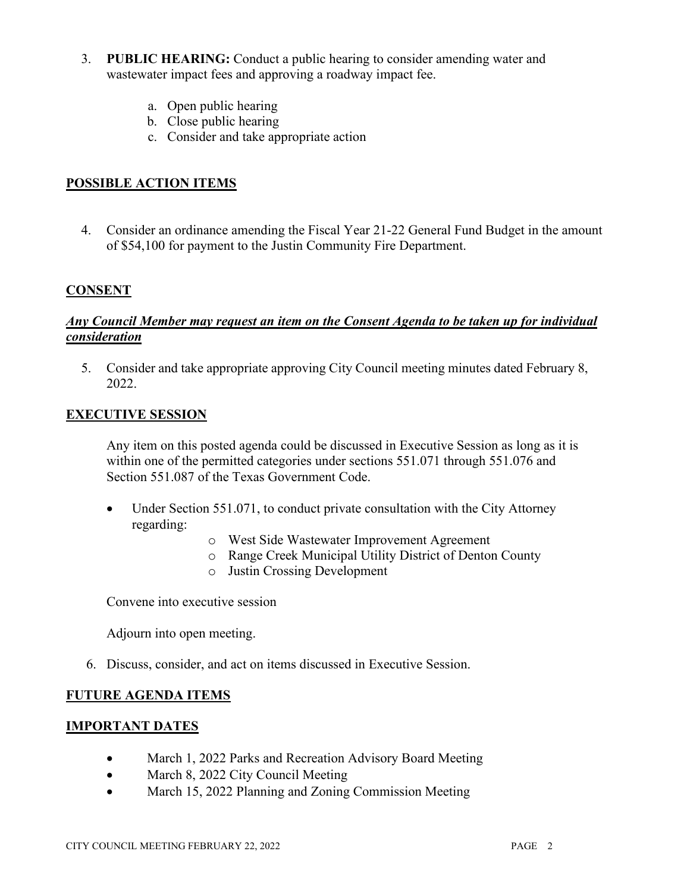3. **PUBLIC HEARING:** Conduct a public hearing to consider amending water and wastewater impact fees and approving a roadway impact fee.

    a. Open public hearing
    b. Close public hearing
    c. Consider and take appropriate action

## POSSIBLE ACTION ITEMS

4. Consider an ordinance amending the Fiscal Year 21-22 General Fund Budget in the amount of $54,100 for payment to the Justin Community Fire Department.

## CONSENT

***Any Council Member may request an item on the Consent Agenda to be taken up for individual consideration***

5. Consider and take appropriate approving City Council meeting minutes dated February 8, 2022.

## EXECUTIVE SESSION

Any item on this posted agenda could be discussed in Executive Session as long as it is within one of the permitted categories under sections 551.071 through 551.076 and Section 551.087 of the Texas Government Code.

- Under Section 551.071, to conduct private consultation with the City Attorney regarding:
    - West Side Wastewater Improvement Agreement
    - Range Creek Municipal Utility District of Denton County
    - Justin Crossing Development

Convene into executive session

Adjourn into open meeting.

6. Discuss, consider, and act on items discussed in Executive Session.

## FUTURE AGENDA ITEMS

## IMPORTANT DATES

- March 1, 2022 Parks and Recreation Advisory Board Meeting
- March 8, 2022 City Council Meeting
- March 15, 2022 Planning and Zoning Commission Meeting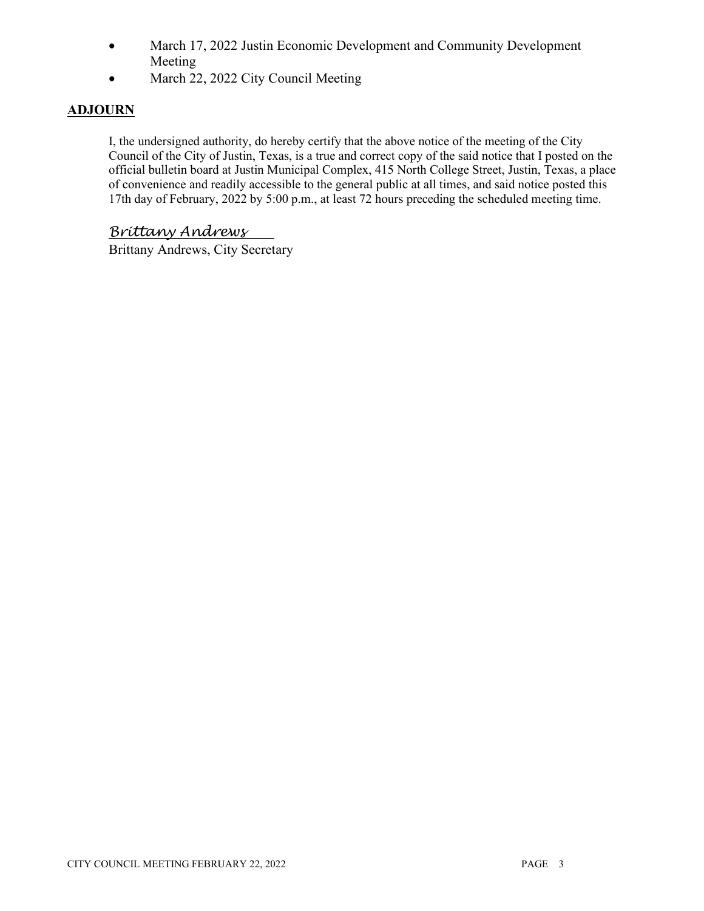- March 17, 2022 Justin Economic Development and Community Development Meeting
- March 22, 2022 City Council Meeting

## ADJOURN

I, the undersigned authority, do hereby certify that the above notice of the meeting of the City Council of the City of Justin, Texas, is a true and correct copy of the said notice that I posted on the official bulletin board at Justin Municipal Complex, 415 North College Street, Justin, Texas, a place of convenience and readily accessible to the general public at all times, and said notice posted this 17th day of February, 2022 by 5:00 p.m., at least 72 hours preceding the scheduled meeting time.

*Brittany Andrews*

Brittany Andrews, City Secretary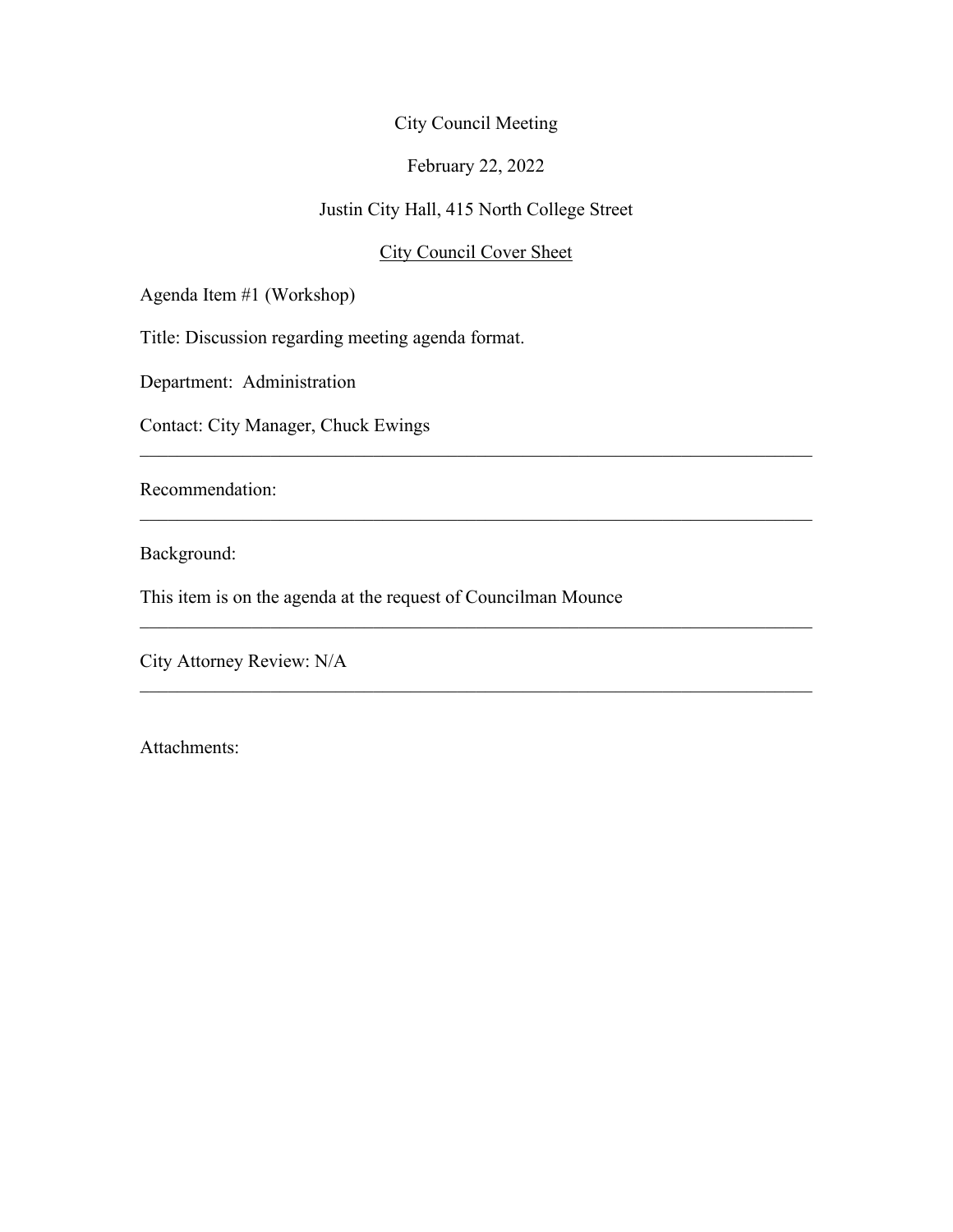City Council Meeting

February 22, 2022

Justin City Hall, 415 North College Street

<u>City Council Cover Sheet</u>

Agenda Item #1 (Workshop)

Title: Discussion regarding meeting agenda format.

Department: Administration

Contact: City Manager, Chuck Ewings

---

Recommendation:

---

Background:

This item is on the agenda at the request of Councilman Mounce

---

City Attorney Review: N/A

---

Attachments: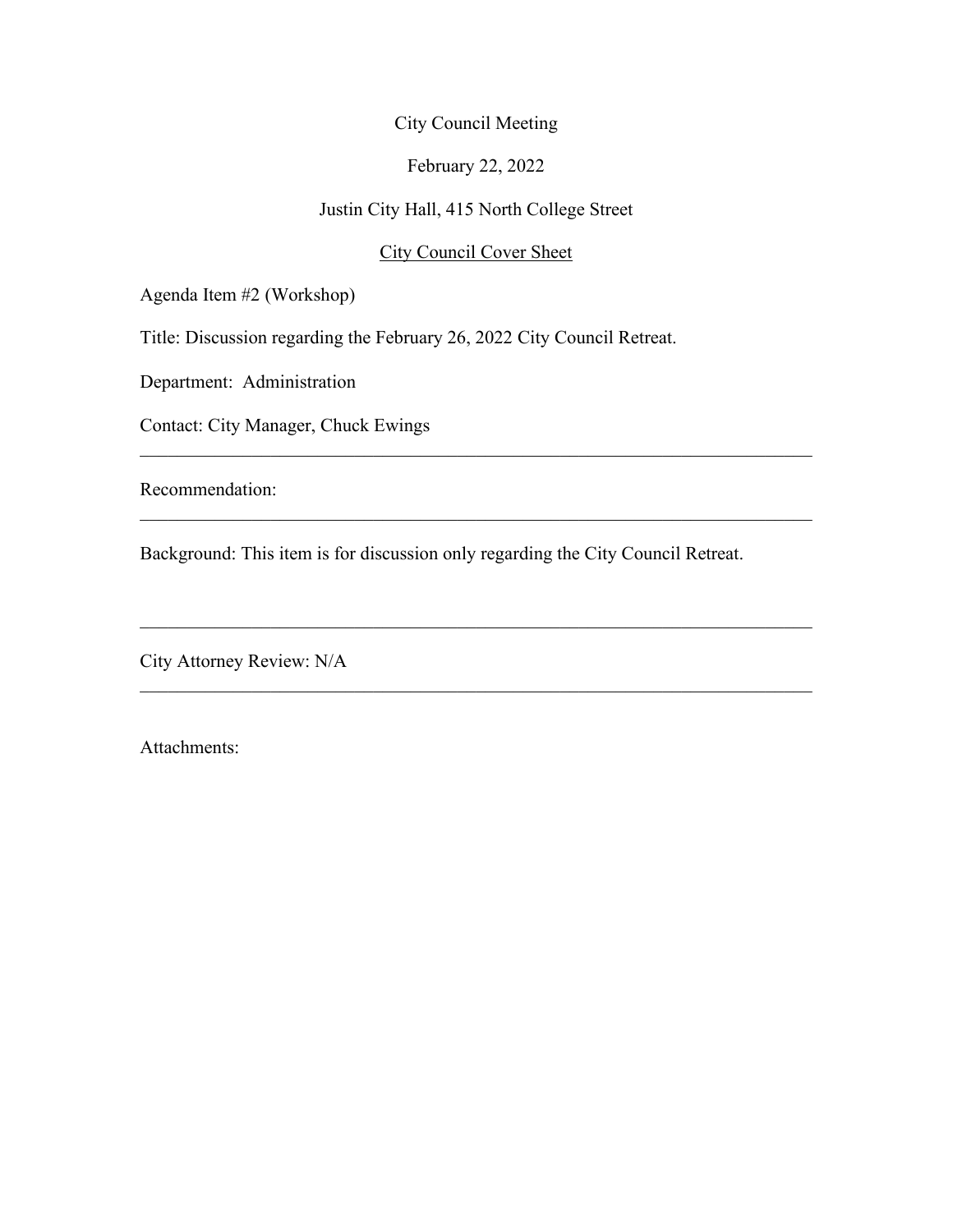City Council Meeting

February 22, 2022

Justin City Hall, 415 North College Street

<u>City Council Cover Sheet</u>

Agenda Item #2 (Workshop)

Title: Discussion regarding the February 26, 2022 City Council Retreat.

Department: Administration

Contact: City Manager, Chuck Ewings

---

Recommendation:

---

Background: This item is for discussion only regarding the City Council Retreat.

---

City Attorney Review: N/A

---

Attachments: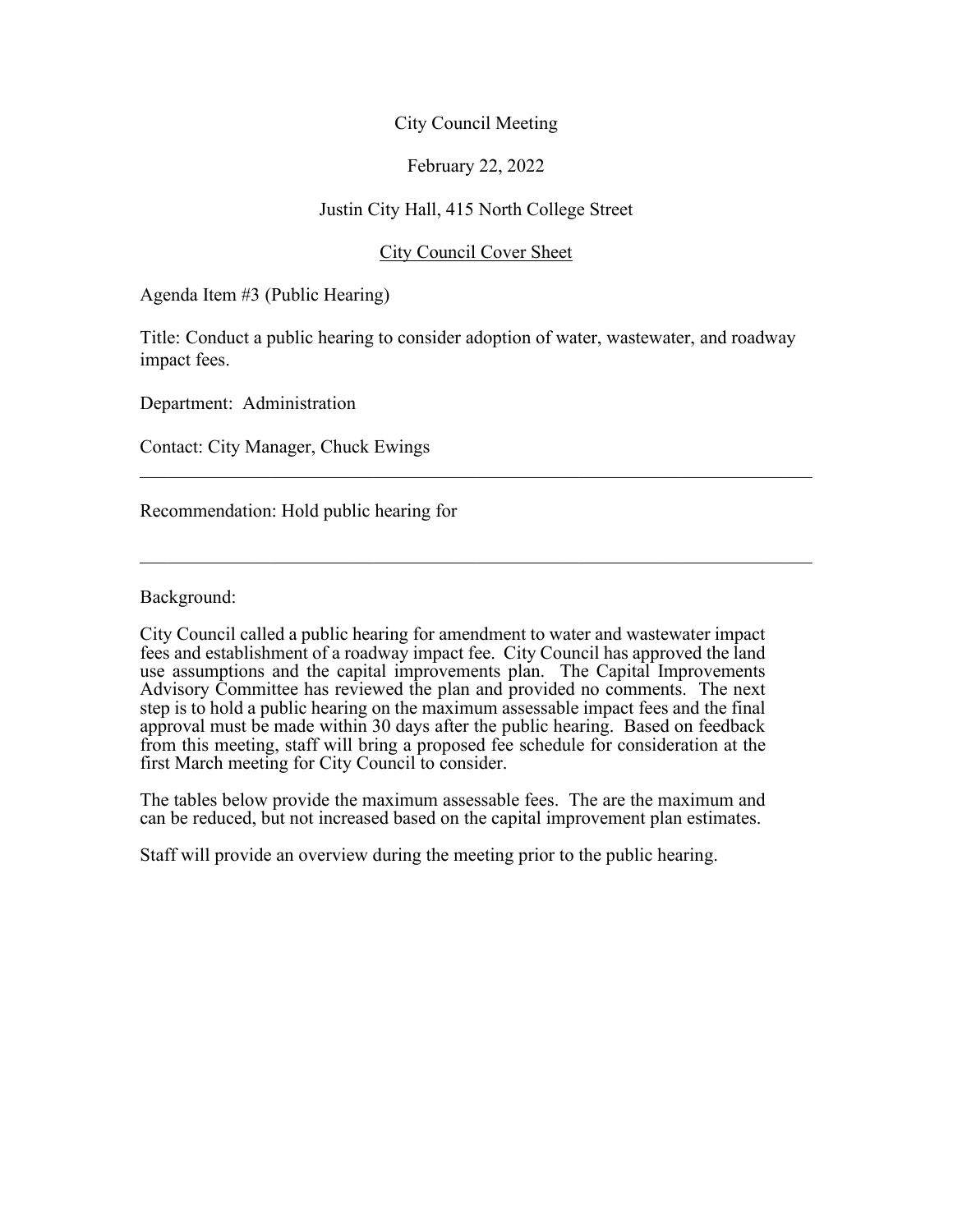City Council Meeting

February 22, 2022

Justin City Hall, 415 North College Street

City Council Cover Sheet

Agenda Item #3 (Public Hearing)

Title: Conduct a public hearing to consider adoption of water, wastewater, and roadway impact fees.

Department: Administration

Contact: City Manager, Chuck Ewings

---

Recommendation: Hold public hearing for

---

Background:

City Council called a public hearing for amendment to water and wastewater impact fees and establishment of a roadway impact fee. City Council has approved the land use assumptions and the capital improvements plan. The Capital Improvements Advisory Committee has reviewed the plan and provided no comments. The next step is to hold a public hearing on the maximum assessable impact fees and the final approval must be made within 30 days after the public hearing. Based on feedback from this meeting, staff will bring a proposed fee schedule for consideration at the first March meeting for City Council to consider.

The tables below provide the maximum assessable fees. The are the maximum and can be reduced, but not increased based on the capital improvement plan estimates.

Staff will provide an overview during the meeting prior to the public hearing.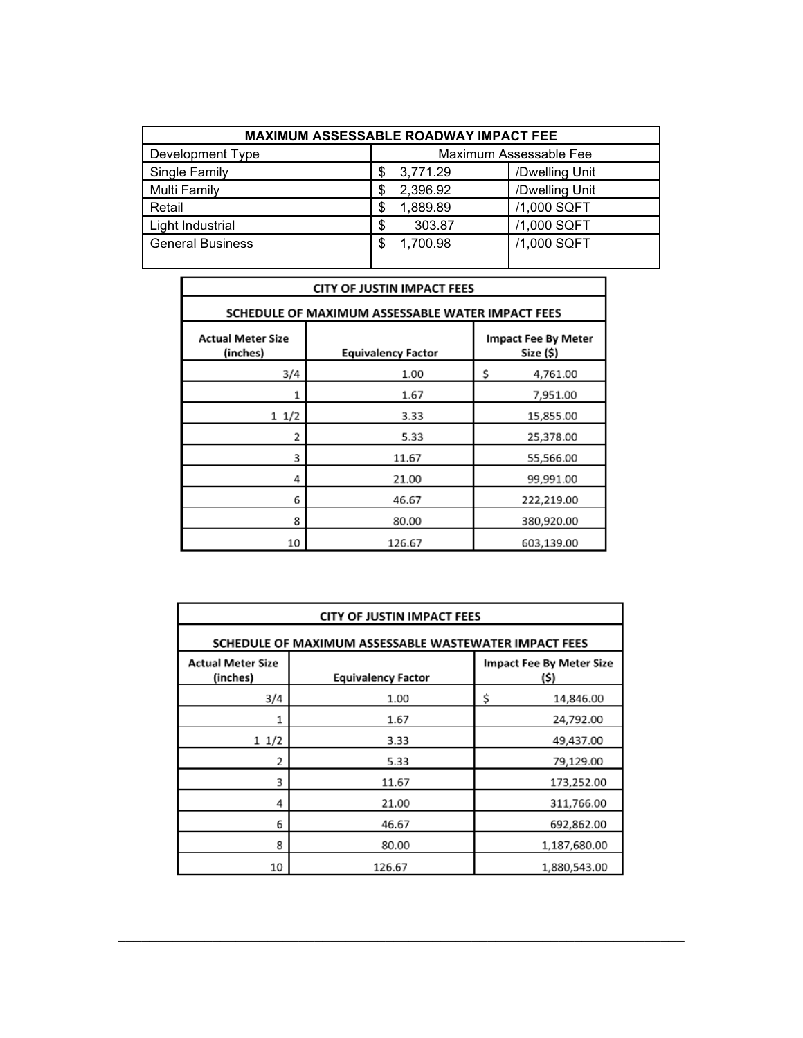| MAXIMUM ASSESSABLE ROADWAY IMPACT FEE | | |
|---|---|---|
| Development Type | Maximum Assessable Fee | |
| Single Family | $ 3,771.29 | /Dwelling Unit |
| Multi Family | $ 2,396.92 | /Dwelling Unit |
| Retail | $ 1,889.89 | /1,000 SQFT |
| Light Industrial | $ 303.87 | /1,000 SQFT |
| General Business | $ 1,700.98 | /1,000 SQFT |

**CITY OF JUSTIN IMPACT FEES**

**SCHEDULE OF MAXIMUM ASSESSABLE WATER IMPACT FEES**

| Actual Meter Size (inches) | Equivalency Factor | Impact Fee By Meter Size ($) |
|---|---|---|
| 3/4 | 1.00 | $ 4,761.00 |
| 1 | 1.67 | 7,951.00 |
| 1 1/2 | 3.33 | 15,855.00 |
| 2 | 5.33 | 25,378.00 |
| 3 | 11.67 | 55,566.00 |
| 4 | 21.00 | 99,991.00 |
| 6 | 46.67 | 222,219.00 |
| 8 | 80.00 | 380,920.00 |
| 10 | 126.67 | 603,139.00 |

**CITY OF JUSTIN IMPACT FEES**

**SCHEDULE OF MAXIMUM ASSESSABLE WASTEWATER IMPACT FEES**

| Actual Meter Size (inches) | Equivalency Factor | Impact Fee By Meter Size ($) |
|---|---|---|
| 3/4 | 1.00 | $ 14,846.00 |
| 1 | 1.67 | 24,792.00 |
| 1 1/2 | 3.33 | 49,437.00 |
| 2 | 5.33 | 79,129.00 |
| 3 | 11.67 | 173,252.00 |
| 4 | 21.00 | 311,766.00 |
| 6 | 46.67 | 692,862.00 |
| 8 | 80.00 | 1,187,680.00 |
| 10 | 126.67 | 1,880,543.00 |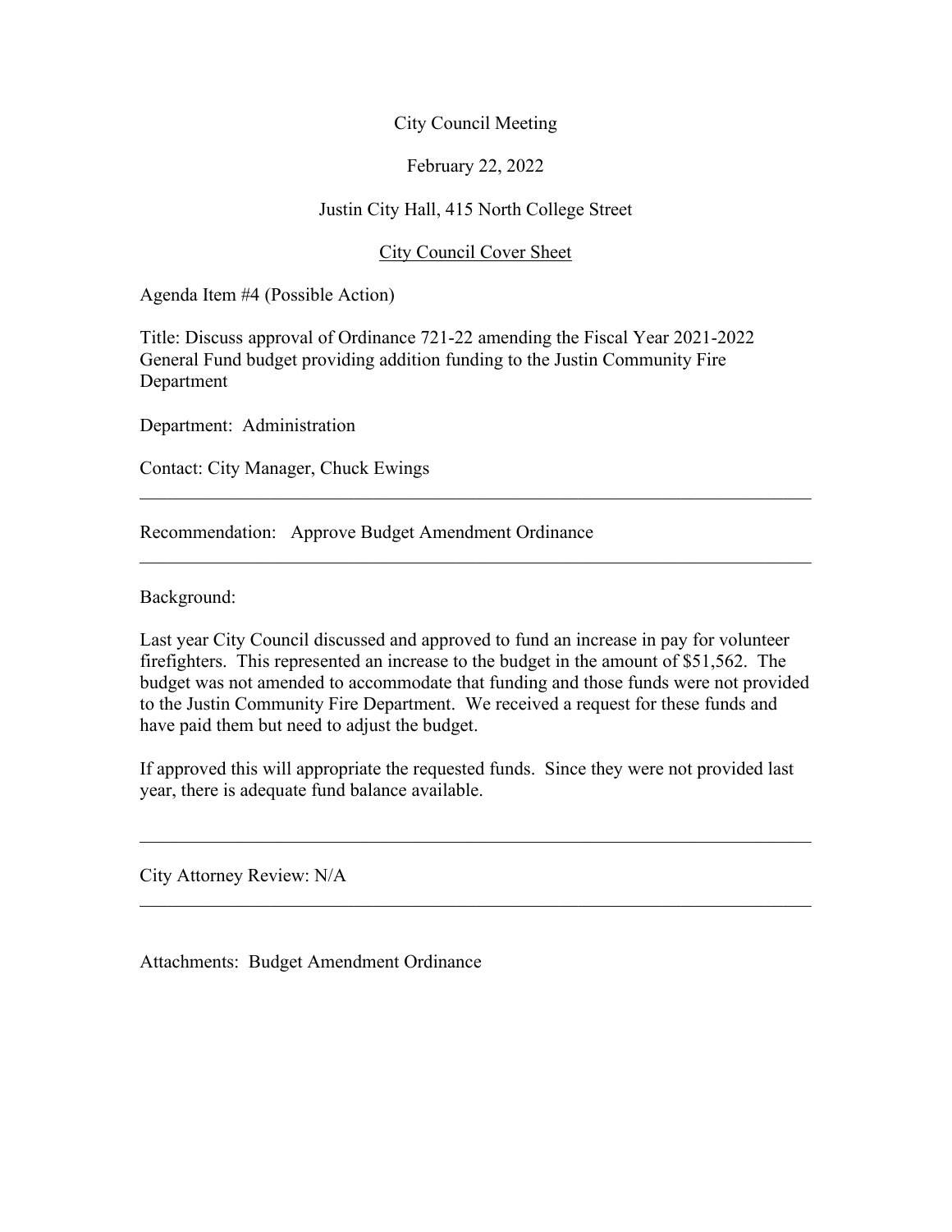City Council Meeting

February 22, 2022

Justin City Hall, 415 North College Street

<u>City Council Cover Sheet</u>

Agenda Item #4 (Possible Action)

Title: Discuss approval of Ordinance 721-22 amending the Fiscal Year 2021-2022 General Fund budget providing addition funding to the Justin Community Fire Department

Department: Administration

Contact: City Manager, Chuck Ewings

---

Recommendation: Approve Budget Amendment Ordinance

---

Background:

Last year City Council discussed and approved to fund an increase in pay for volunteer firefighters. This represented an increase to the budget in the amount of $51,562. The budget was not amended to accommodate that funding and those funds were not provided to the Justin Community Fire Department. We received a request for these funds and have paid them but need to adjust the budget.

If approved this will appropriate the requested funds. Since they were not provided last year, there is adequate fund balance available.

---

City Attorney Review: N/A

---

Attachments: Budget Amendment Ordinance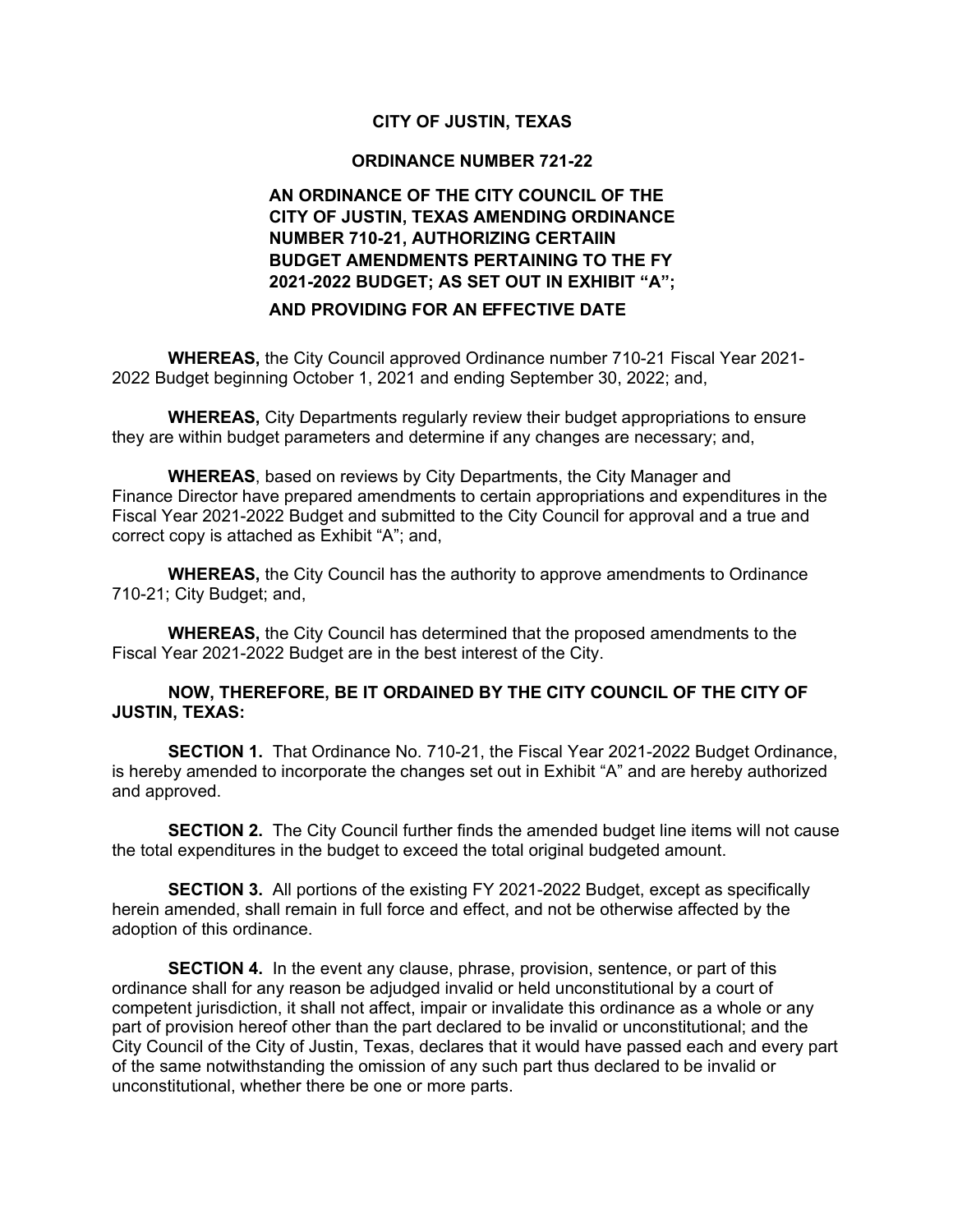**CITY OF JUSTIN, TEXAS**

**ORDINANCE NUMBER 721-22**

**AN ORDINANCE OF THE CITY COUNCIL OF THE CITY OF JUSTIN, TEXAS AMENDING ORDINANCE NUMBER 710-21, AUTHORIZING CERTAIIN BUDGET AMENDMENTS PERTAINING TO THE FY 2021-2022 BUDGET; AS SET OUT IN EXHIBIT "A"; AND PROVIDING FOR AN EFFECTIVE DATE**

**WHEREAS,** the City Council approved Ordinance number 710-21 Fiscal Year 2021-2022 Budget beginning October 1, 2021 and ending September 30, 2022; and,

**WHEREAS,** City Departments regularly review their budget appropriations to ensure they are within budget parameters and determine if any changes are necessary; and,

**WHEREAS**, based on reviews by City Departments, the City Manager and Finance Director have prepared amendments to certain appropriations and expenditures in the Fiscal Year 2021-2022 Budget and submitted to the City Council for approval and a true and correct copy is attached as Exhibit "A"; and,

**WHEREAS,** the City Council has the authority to approve amendments to Ordinance 710-21; City Budget; and,

**WHEREAS,** the City Council has determined that the proposed amendments to the Fiscal Year 2021-2022 Budget are in the best interest of the City.

**NOW, THEREFORE, BE IT ORDAINED BY THE CITY COUNCIL OF THE CITY OF JUSTIN, TEXAS:**

**SECTION 1.** That Ordinance No. 710-21, the Fiscal Year 2021-2022 Budget Ordinance, is hereby amended to incorporate the changes set out in Exhibit "A" and are hereby authorized and approved.

**SECTION 2.** The City Council further finds the amended budget line items will not cause the total expenditures in the budget to exceed the total original budgeted amount.

**SECTION 3.** All portions of the existing FY 2021-2022 Budget, except as specifically herein amended, shall remain in full force and effect, and not be otherwise affected by the adoption of this ordinance.

**SECTION 4.** In the event any clause, phrase, provision, sentence, or part of this ordinance shall for any reason be adjudged invalid or held unconstitutional by a court of competent jurisdiction, it shall not affect, impair or invalidate this ordinance as a whole or any part of provision hereof other than the part declared to be invalid or unconstitutional; and the City Council of the City of Justin, Texas, declares that it would have passed each and every part of the same notwithstanding the omission of any such part thus declared to be invalid or unconstitutional, whether there be one or more parts.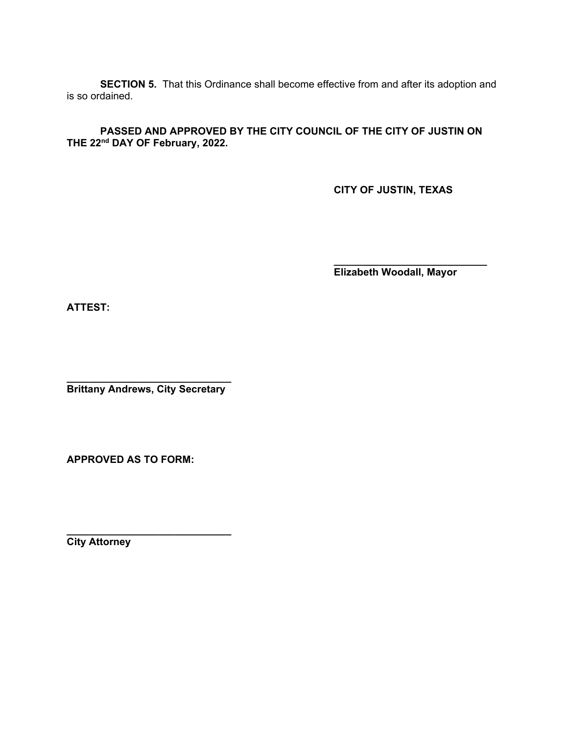**SECTION 5.** That this Ordinance shall become effective from and after its adoption and is so ordained.

**PASSED AND APPROVED BY THE CITY COUNCIL OF THE CITY OF JUSTIN ON THE 22nd DAY OF February, 2022.**

**CITY OF JUSTIN, TEXAS**

\_\_\_\_\_\_\_\_\_\_\_\_\_\_\_\_\_\_\_\_\_\_\_\_\_\_\_\_

**Elizabeth Woodall, Mayor**

**ATTEST:**

\_\_\_\_\_\_\_\_\_\_\_\_\_\_\_\_\_\_\_\_\_\_\_\_\_\_\_\_

**Brittany Andrews, City Secretary**

**APPROVED AS TO FORM:**

\_\_\_\_\_\_\_\_\_\_\_\_\_\_\_\_\_\_\_\_\_\_\_\_\_\_\_\_

**City Attorney**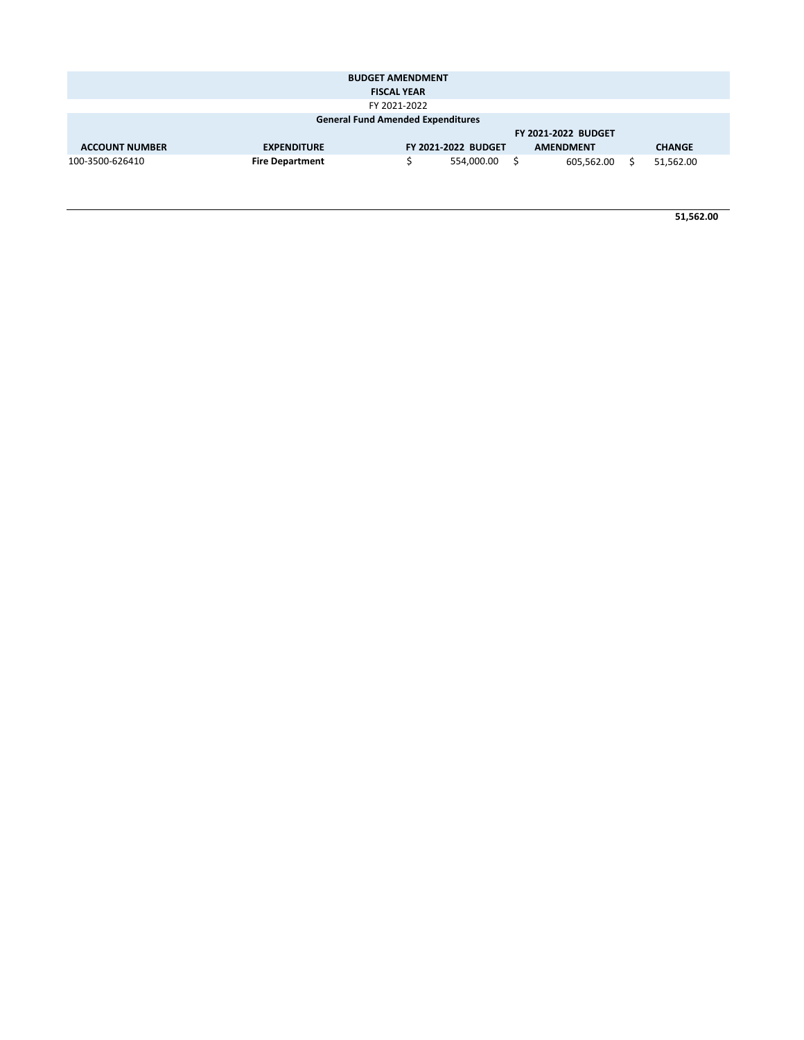**BUDGET AMENDMENT**

**FISCAL YEAR**

FY 2021-2022

**General Fund Amended Expenditures**

| ACCOUNT NUMBER | EXPENDITURE | FY 2021-2022 BUDGET | FY 2021-2022 BUDGET AMENDMENT | CHANGE |
|---|---|---|---|---|
| 100-3500-626410 | **Fire Department** | $ 554,000.00 | $ 605,562.00 | $ 51,562.00 |
| | | | | **51,562.00** |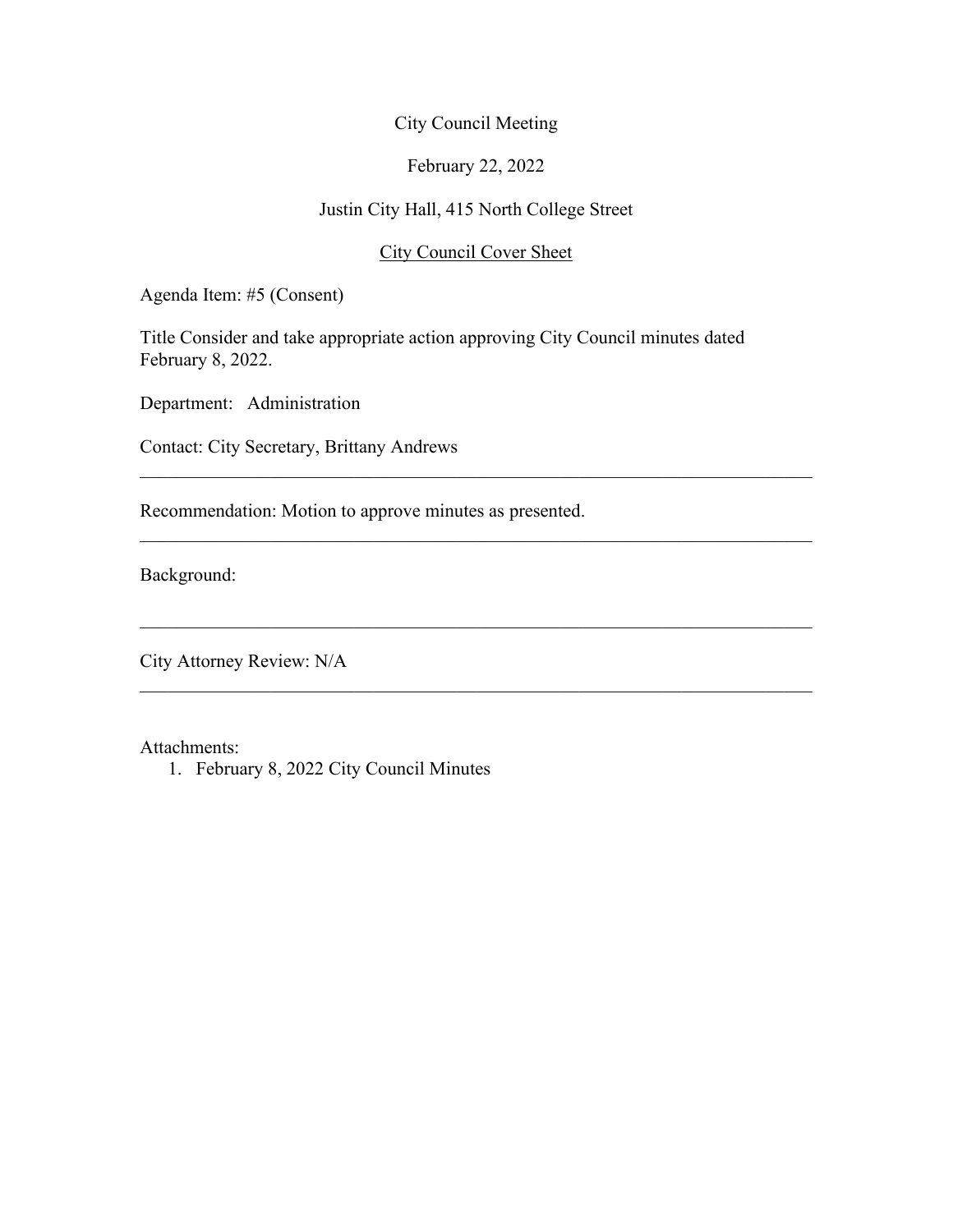City Council Meeting

February 22, 2022

Justin City Hall, 415 North College Street

City Council Cover Sheet

Agenda Item: #5 (Consent)

Title Consider and take appropriate action approving City Council minutes dated February 8, 2022.

Department: Administration

Contact: City Secretary, Brittany Andrews

---

Recommendation: Motion to approve minutes as presented.

---

Background:

---

City Attorney Review: N/A

---

Attachments:

1. February 8, 2022 City Council Minutes